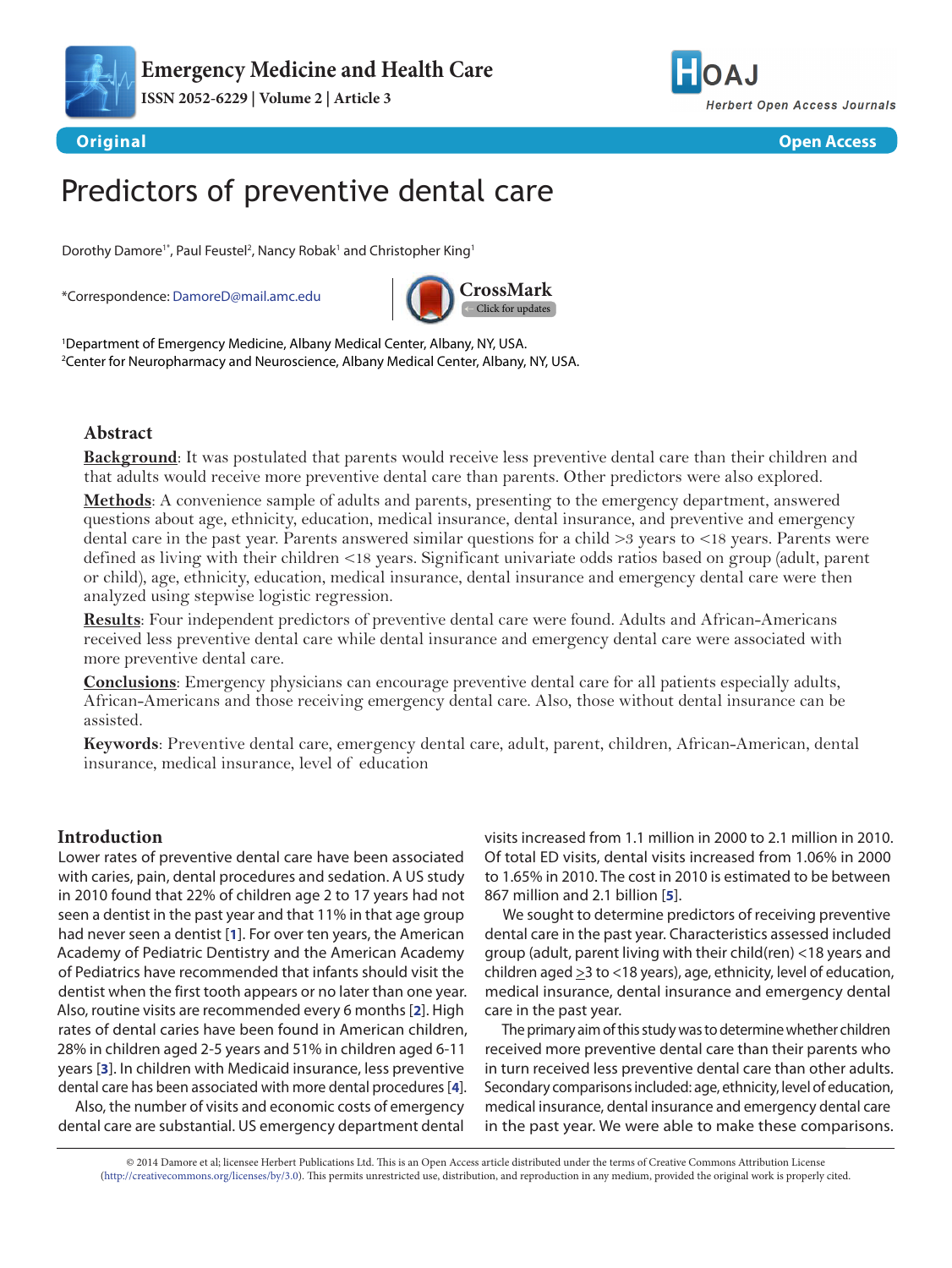# Predictors of preventive dental care

Dorothy Damore[1*], Paul Feustel[2], Nancy Robak[1] and Christopher King[1]

*Correspondence: DamoreD@mail.amc.edu

[1]Department of Emergency Medicine, Albany Medical Center, Albany, NY, USA.
[2]Center for Neuropharmacy and Neuroscience, Albany Medical Center, Albany, NY, USA.

## Abstract

**Background**: It was postulated that parents would receive less preventive dental care than their children and that adults would receive more preventive dental care than parents. Other predictors were also explored.

**Methods**: A convenience sample of adults and parents, presenting to the emergency department, answered questions about age, ethnicity, education, medical insurance, dental insurance, and preventive and emergency dental care in the past year. Parents answered similar questions for a child >3 years to <18 years. Parents were defined as living with their children <18 years. Significant univariate odds ratios based on group (adult, parent or child), age, ethnicity, education, medical insurance, dental insurance and emergency dental care were then analyzed using stepwise logistic regression.

**Results**: Four independent predictors of preventive dental care were found. Adults and African-Americans received less preventive dental care while dental insurance and emergency dental care were associated with more preventive dental care.

**Conclusions**: Emergency physicians can encourage preventive dental care for all patients especially adults, African-Americans and those receiving emergency dental care. Also, those without dental insurance can be assisted.

**Keywords**: Preventive dental care, emergency dental care, adult, parent, children, African-American, dental insurance, medical insurance, level of education

## Introduction

Lower rates of preventive dental care have been associated with caries, pain, dental procedures and sedation. A US study in 2010 found that 22% of children age 2 to 17 years had not seen a dentist in the past year and that 11% in that age group had never seen a dentist [1]. For over ten years, the American Academy of Pediatric Dentistry and the American Academy of Pediatrics have recommended that infants should visit the dentist when the first tooth appears or no later than one year. Also, routine visits are recommended every 6 months [2]. High rates of dental caries have been found in American children, 28% in children aged 2-5 years and 51% in children aged 6-11 years [3]. In children with Medicaid insurance, less preventive dental care has been associated with more dental procedures [4].

Also, the number of visits and economic costs of emergency dental care are substantial. US emergency department dental visits increased from 1.1 million in 2000 to 2.1 million in 2010. Of total ED visits, dental visits increased from 1.06% in 2000 to 1.65% in 2010. The cost in 2010 is estimated to be between 867 million and 2.1 billion [5].

We sought to determine predictors of receiving preventive dental care in the past year. Characteristics assessed included group (adult, parent living with their child(ren) <18 years and children aged ≥3 to <18 years), age, ethnicity, level of education, medical insurance, dental insurance and emergency dental care in the past year.

The primary aim of this study was to determine whether children received more preventive dental care than their parents who in turn received less preventive dental care than other adults. Secondary comparisons included: age, ethnicity, level of education, medical insurance, dental insurance and emergency dental care in the past year. We were able to make these comparisons.

© 2014 Damore et al; licensee Herbert Publications Ltd. This is an Open Access article distributed under the terms of Creative Commons Attribution License (http://creativecommons.org/licenses/by/3.0). This permits unrestricted use, distribution, and reproduction in any medium, provided the original work is properly cited.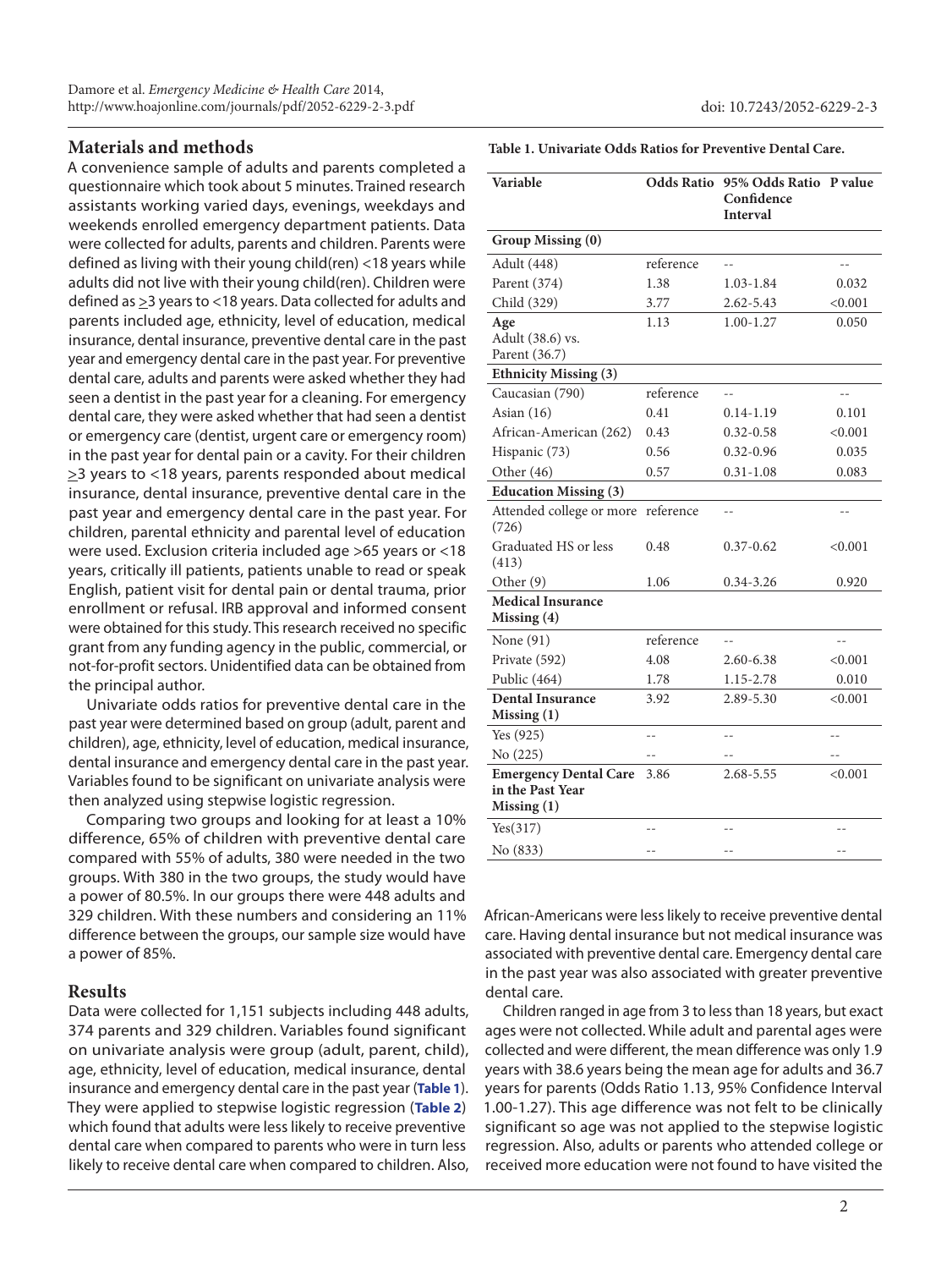## Materials and methods

A convenience sample of adults and parents completed a questionnaire which took about 5 minutes. Trained research assistants working varied days, evenings, weekdays and weekends enrolled emergency department patients. Data were collected for adults, parents and children. Parents were defined as living with their young child(ren) <18 years while adults did not live with their young child(ren). Children were defined as ≥3 years to <18 years. Data collected for adults and parents included age, ethnicity, level of education, medical insurance, dental insurance, preventive dental care in the past year and emergency dental care in the past year. For preventive dental care, adults and parents were asked whether they had seen a dentist in the past year for a cleaning. For emergency dental care, they were asked whether that had seen a dentist or emergency care (dentist, urgent care or emergency room) in the past year for dental pain or a cavity. For their children ≥3 years to <18 years, parents responded about medical insurance, dental insurance, preventive dental care in the past year and emergency dental care in the past year. For children, parental ethnicity and parental level of education were used. Exclusion criteria included age >65 years or <18 years, critically ill patients, patients unable to read or speak English, patient visit for dental pain or dental trauma, prior enrollment or refusal. IRB approval and informed consent were obtained for this study. This research received no specific grant from any funding agency in the public, commercial, or not-for-profit sectors. Unidentified data can be obtained from the principal author.

Univariate odds ratios for preventive dental care in the past year were determined based on group (adult, parent and children), age, ethnicity, level of education, medical insurance, dental insurance and emergency dental care in the past year. Variables found to be significant on univariate analysis were then analyzed using stepwise logistic regression.

Comparing two groups and looking for at least a 10% difference, 65% of children with preventive dental care compared with 55% of adults, 380 were needed in the two groups. With 380 in the two groups, the study would have a power of 80.5%. In our groups there were 448 adults and 329 children. With these numbers and considering an 11% difference between the groups, our sample size would have a power of 85%.

## Results

Data were collected for 1,151 subjects including 448 adults, 374 parents and 329 children. Variables found significant on univariate analysis were group (adult, parent, child), age, ethnicity, level of education, medical insurance, dental insurance and emergency dental care in the past year (**Table 1**). They were applied to stepwise logistic regression (**Table 2**) which found that adults were less likely to receive preventive dental care when compared to parents who were in turn less likely to receive dental care when compared to children. Also, African-Americans were less likely to receive preventive dental care. Having dental insurance but not medical insurance was associated with preventive dental care. Emergency dental care in the past year was also associated with greater preventive dental care.

**Table 1. Univariate Odds Ratios for Preventive Dental Care.**

| Variable | Odds Ratio | 95% Odds Ratio Confidence Interval | P value |
|---|---|---|---|
| **Group Missing (0)** | | | |
| Adult (448) | reference | -- | -- |
| Parent (374) | 1.38 | 1.03-1.84 | 0.032 |
| Child (329) | 3.77 | 2.62-5.43 | <0.001 |
| **Age** Adult (38.6) vs. Parent (36.7) | 1.13 | 1.00-1.27 | 0.050 |
| **Ethnicity Missing (3)** | | | |
| Caucasian (790) | reference | -- | -- |
| Asian (16) | 0.41 | 0.14-1.19 | 0.101 |
| African-American (262) | 0.43 | 0.32-0.58 | <0.001 |
| Hispanic (73) | 0.56 | 0.32-0.96 | 0.035 |
| Other (46) | 0.57 | 0.31-1.08 | 0.083 |
| **Education Missing (3)** | | | |
| Attended college or more (726) | reference | -- | -- |
| Graduated HS or less (413) | 0.48 | 0.37-0.62 | <0.001 |
| Other (9) | 1.06 | 0.34-3.26 | 0.920 |
| **Medical Insurance Missing (4)** | | | |
| None (91) | reference | -- | -- |
| Private (592) | 4.08 | 2.60-6.38 | <0.001 |
| Public (464) | 1.78 | 1.15-2.78 | 0.010 |
| **Dental Insurance Missing (1)** | 3.92 | 2.89-5.30 | <0.001 |
| Yes (925) | -- | -- | -- |
| No (225) | -- | -- | -- |
| **Emergency Dental Care in the Past Year Missing (1)** | 3.86 | 2.68-5.55 | <0.001 |
| Yes(317) | -- | -- | -- |
| No (833) | -- | -- | -- |

Children ranged in age from 3 to less than 18 years, but exact ages were not collected. While adult and parental ages were collected and were different, the mean difference was only 1.9 years with 38.6 years being the mean age for adults and 36.7 years for parents (Odds Ratio 1.13, 95% Confidence Interval 1.00-1.27). This age difference was not felt to be clinically significant so age was not applied to the stepwise logistic regression. Also, adults or parents who attended college or received more education were not found to have visited the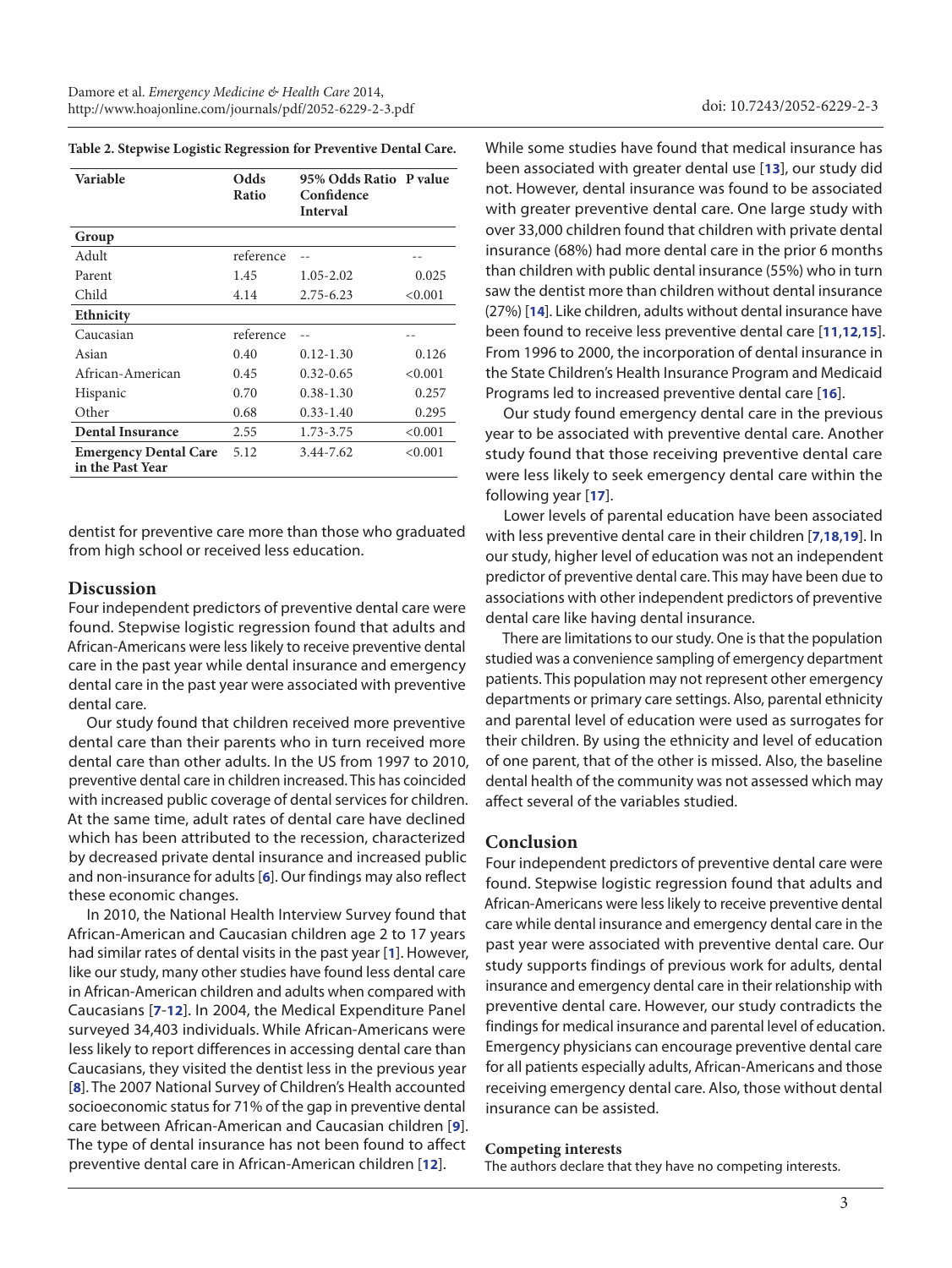**Table 2. Stepwise Logistic Regression for Preventive Dental Care.**

| Variable | Odds Ratio | 95% Odds Ratio Confidence Interval | P value |
|---|---|---|---|
| **Group** | | | |
| Adult | reference | -- | -- |
| Parent | 1.45 | 1.05-2.02 | 0.025 |
| Child | 4.14 | 2.75-6.23 | <0.001 |
| **Ethnicity** | | | |
| Caucasian | reference | -- | -- |
| Asian | 0.40 | 0.12-1.30 | 0.126 |
| African-American | 0.45 | 0.32-0.65 | <0.001 |
| Hispanic | 0.70 | 0.38-1.30 | 0.257 |
| Other | 0.68 | 0.33-1.40 | 0.295 |
| **Dental Insurance** | 2.55 | 1.73-3.75 | <0.001 |
| **Emergency Dental Care in the Past Year** | 5.12 | 3.44-7.62 | <0.001 |

dentist for preventive care more than those who graduated from high school or received less education.

## Discussion

Four independent predictors of preventive dental care were found. Stepwise logistic regression found that adults and African-Americans were less likely to receive preventive dental care in the past year while dental insurance and emergency dental care in the past year were associated with preventive dental care.

Our study found that children received more preventive dental care than their parents who in turn received more dental care than other adults. In the US from 1997 to 2010, preventive dental care in children increased. This has coincided with increased public coverage of dental services for children. At the same time, adult rates of dental care have declined which has been attributed to the recession, characterized by decreased private dental insurance and increased public and non-insurance for adults [6]. Our findings may also reflect these economic changes.

In 2010, the National Health Interview Survey found that African-American and Caucasian children age 2 to 17 years had similar rates of dental visits in the past year [1]. However, like our study, many other studies have found less dental care in African-American children and adults when compared with Caucasians [7-12]. In 2004, the Medical Expenditure Panel surveyed 34,403 individuals. While African-Americans were less likely to report differences in accessing dental care than Caucasians, they visited the dentist less in the previous year [8]. The 2007 National Survey of Children's Health accounted socioeconomic status for 71% of the gap in preventive dental care between African-American and Caucasian children [9]. The type of dental insurance has not been found to affect preventive dental care in African-American children [12].

While some studies have found that medical insurance has been associated with greater dental use [13], our study did not. However, dental insurance was found to be associated with greater preventive dental care. One large study with over 33,000 children found that children with private dental insurance (68%) had more dental care in the prior 6 months than children with public dental insurance (55%) who in turn saw the dentist more than children without dental insurance (27%) [14]. Like children, adults without dental insurance have been found to receive less preventive dental care [11,12,15]. From 1996 to 2000, the incorporation of dental insurance in the State Children's Health Insurance Program and Medicaid Programs led to increased preventive dental care [16].

Our study found emergency dental care in the previous year to be associated with preventive dental care. Another study found that those receiving preventive dental care were less likely to seek emergency dental care within the following year [17].

Lower levels of parental education have been associated with less preventive dental care in their children [7,18,19]. In our study, higher level of education was not an independent predictor of preventive dental care. This may have been due to associations with other independent predictors of preventive dental care like having dental insurance.

There are limitations to our study. One is that the population studied was a convenience sampling of emergency department patients. This population may not represent other emergency departments or primary care settings. Also, parental ethnicity and parental level of education were used as surrogates for their children. By using the ethnicity and level of education of one parent, that of the other is missed. Also, the baseline dental health of the community was not assessed which may affect several of the variables studied.

## Conclusion

Four independent predictors of preventive dental care were found. Stepwise logistic regression found that adults and African-Americans were less likely to receive preventive dental care while dental insurance and emergency dental care in the past year were associated with preventive dental care. Our study supports findings of previous work for adults, dental insurance and emergency dental care in their relationship with preventive dental care. However, our study contradicts the findings for medical insurance and parental level of education. Emergency physicians can encourage preventive dental care for all patients especially adults, African-Americans and those receiving emergency dental care. Also, those without dental insurance can be assisted.

### Competing interests

The authors declare that they have no competing interests.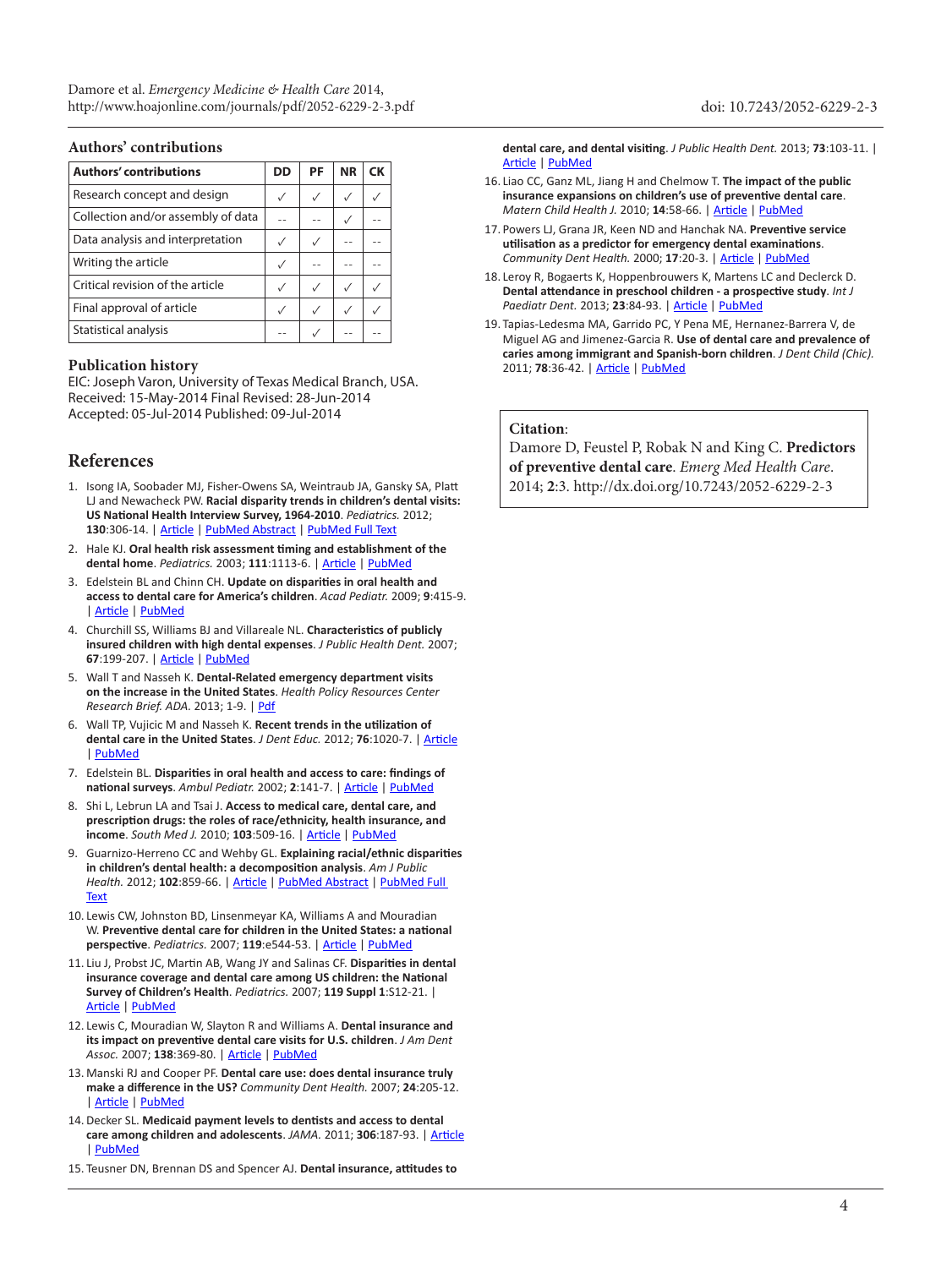## Authors' contributions

| Authors' contributions | DD | PF | NR | CK |
|---|---|---|---|---|
| Research concept and design | ✓ | ✓ | ✓ | ✓ |
| Collection and/or assembly of data | -- | -- | ✓ | -- |
| Data analysis and interpretation | ✓ | ✓ | -- | -- |
| Writing the article | ✓ | -- | -- | -- |
| Critical revision of the article | ✓ | ✓ | ✓ | ✓ |
| Final approval of article | ✓ | ✓ | ✓ | ✓ |
| Statistical analysis | -- | ✓ | -- | -- |

## Publication history

EIC: Joseph Varon, University of Texas Medical Branch, USA.
Received: 15-May-2014 Final Revised: 28-Jun-2014
Accepted: 05-Jul-2014 Published: 09-Jul-2014

## References

1. Isong IA, Soobader MJ, Fisher-Owens SA, Weintraub JA, Gansky SA, Platt LJ and Newacheck PW. **Racial disparity trends in children's dental visits: US National Health Interview Survey, 1964-2010**. *Pediatrics.* 2012; **130**:306-14. | Article | PubMed Abstract | PubMed Full Text
2. Hale KJ. **Oral health risk assessment timing and establishment of the dental home**. *Pediatrics.* 2003; **111**:1113-6. | Article | PubMed
3. Edelstein BL and Chinn CH. **Update on disparities in oral health and access to dental care for America's children**. *Acad Pediatr.* 2009; **9**:415-9. | Article | PubMed
4. Churchill SS, Williams BJ and Villareale NL. **Characteristics of publicly insured children with high dental expenses**. *J Public Health Dent.* 2007; **67**:199-207. | Article | PubMed
5. Wall T and Nasseh K. **Dental-Related emergency department visits on the increase in the United States**. *Health Policy Resources Center Research Brief. ADA.* 2013; 1-9. | Pdf
6. Wall TP, Vujicic M and Nasseh K. **Recent trends in the utilization of dental care in the United States**. *J Dent Educ.* 2012; **76**:1020-7. | Article | PubMed
7. Edelstein BL. **Disparities in oral health and access to care: findings of national surveys**. *Ambul Pediatr.* 2002; **2**:141-7. | Article | PubMed
8. Shi L, Lebrun LA and Tsai J. **Access to medical care, dental care, and prescription drugs: the roles of race/ethnicity, health insurance, and income**. *South Med J.* 2010; **103**:509-16. | Article | PubMed
9. Guarnizo-Herreno CC and Wehby GL. **Explaining racial/ethnic disparities in children's dental health: a decomposition analysis**. *Am J Public Health.* 2012; **102**:859-66. | Article | PubMed Abstract | PubMed Full Text
10. Lewis CW, Johnston BD, Linsenmeyar KA, Williams A and Mouradian W. **Preventive dental care for children in the United States: a national perspective**. *Pediatrics.* 2007; **119**:e544-53. | Article | PubMed
11. Liu J, Probst JC, Martin AB, Wang JY and Salinas CF. **Disparities in dental insurance coverage and dental care among US children: the National Survey of Children's Health**. *Pediatrics.* 2007; **119 Suppl 1**:S12-21. | Article | PubMed
12. Lewis C, Mouradian W, Slayton R and Williams A. **Dental insurance and its impact on preventive dental care visits for U.S. children**. *J Am Dent Assoc.* 2007; **138**:369-80. | Article | PubMed
13. Manski RJ and Cooper PF. **Dental care use: does dental insurance truly make a difference in the US?** *Community Dent Health.* 2007; **24**:205-12. | Article | PubMed
14. Decker SL. **Medicaid payment levels to dentists and access to dental care among children and adolescents**. *JAMA.* 2011; **306**:187-93. | Article | PubMed
15. Teusner DN, Brennan DS and Spencer AJ. **Dental insurance, attitudes to dental care, and dental visiting**. *J Public Health Dent.* 2013; **73**:103-11. | Article | PubMed
16. Liao CC, Ganz ML, Jiang H and Chelmow T. **The impact of the public insurance expansions on children's use of preventive dental care**. *Matern Child Health J.* 2010; **14**:58-66. | Article | PubMed
17. Powers LJ, Grana JR, Keen ND and Hanchak NA. **Preventive service utilisation as a predictor for emergency dental examinations**. *Community Dent Health.* 2000; **17**:20-3. | Article | PubMed
18. Leroy R, Bogaerts K, Hoppenbrouwers K, Martens LC and Declerck D. **Dental attendance in preschool children - a prospective study**. *Int J Paediatr Dent.* 2013; **23**:84-93. | Article | PubMed
19. Tapias-Ledesma MA, Garrido PC, Y Pena ME, Hernanez-Barrera V, de Miguel AG and Jimenez-Garcia R. **Use of dental care and prevalence of caries among immigrant and Spanish-born children**. *J Dent Child (Chic).* 2011; **78**:36-42. | Article | PubMed

**Citation**:
Damore D, Feustel P, Robak N and King C. **Predictors of preventive dental care**. *Emerg Med Health Care*. 2014; **2**:3. http://dx.doi.org/10.7243/2052-6229-2-3